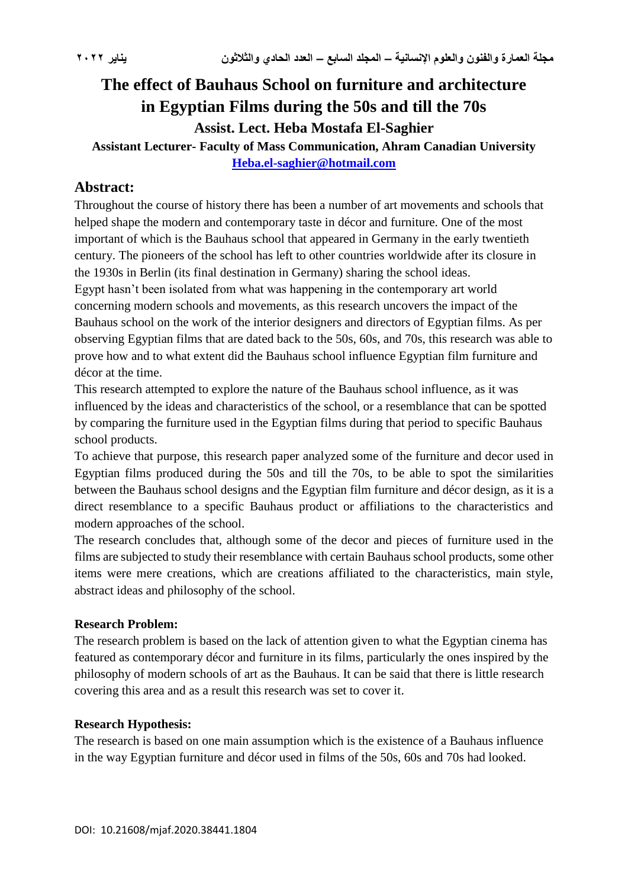# The effect of Bauhaus School on furniture and architecture in Egyptian Films during the 50s and till the 70s

**Assist. Lect. Heba Mostafa El-Saghier**

**Assistant Lecturer- Faculty of Mass Communication, Ahram Canadian University**

**Heba.el-saghier@hotmail.com**

## Abstract:

Throughout the course of history there has been a number of art movements and schools that helped shape the modern and contemporary taste in décor and furniture. One of the most important of which is the Bauhaus school that appeared in Germany in the early twentieth century. The pioneers of the school has left to other countries worldwide after its closure in the 1930s in Berlin (its final destination in Germany) sharing the school ideas.

Egypt hasn't been isolated from what was happening in the contemporary art world concerning modern schools and movements, as this research uncovers the impact of the Bauhaus school on the work of the interior designers and directors of Egyptian films. As per observing Egyptian films that are dated back to the 50s, 60s, and 70s, this research was able to prove how and to what extent did the Bauhaus school influence Egyptian film furniture and décor at the time.

This research attempted to explore the nature of the Bauhaus school influence, as it was influenced by the ideas and characteristics of the school, or a resemblance that can be spotted by comparing the furniture used in the Egyptian films during that period to specific Bauhaus school products.

To achieve that purpose, this research paper analyzed some of the furniture and decor used in Egyptian films produced during the 50s and till the 70s, to be able to spot the similarities between the Bauhaus school designs and the Egyptian film furniture and décor design, as it is a direct resemblance to a specific Bauhaus product or affiliations to the characteristics and modern approaches of the school.

The research concludes that, although some of the decor and pieces of furniture used in the films are subjected to study their resemblance with certain Bauhaus school products, some other items were mere creations, which are creations affiliated to the characteristics, main style, abstract ideas and philosophy of the school.

**Research Problem:**

The research problem is based on the lack of attention given to what the Egyptian cinema has featured as contemporary décor and furniture in its films, particularly the ones inspired by the philosophy of modern schools of art as the Bauhaus. It can be said that there is little research covering this area and as a result this research was set to cover it.

**Research Hypothesis:**

The research is based on one main assumption which is the existence of a Bauhaus influence in the way Egyptian furniture and décor used in films of the 50s, 60s and 70s had looked.

DOI: 10.21608/mjaf.2020.38441.1804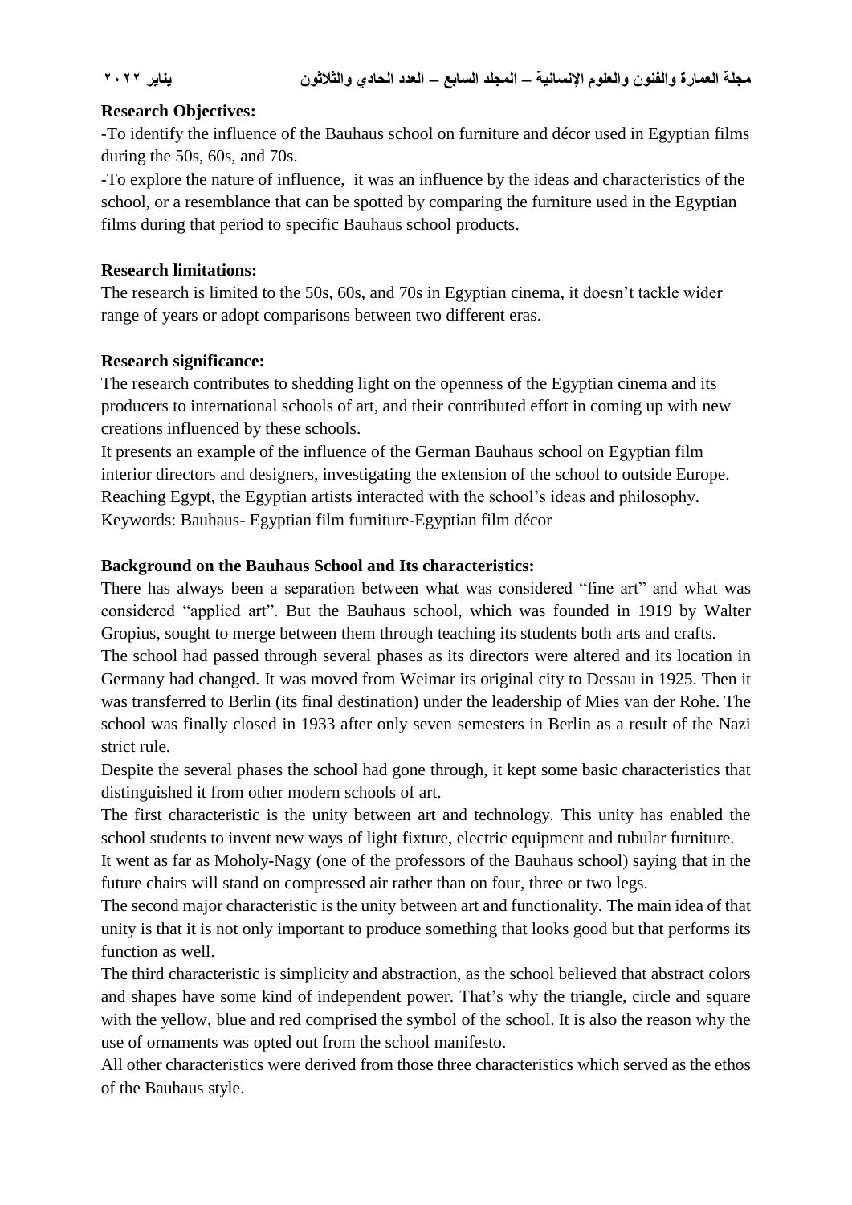**Research Objectives:**

-To identify the influence of the Bauhaus school on furniture and décor used in Egyptian films during the 50s, 60s, and 70s.

-To explore the nature of influence, it was an influence by the ideas and characteristics of the school, or a resemblance that can be spotted by comparing the furniture used in the Egyptian films during that period to specific Bauhaus school products.

**Research limitations:**

The research is limited to the 50s, 60s, and 70s in Egyptian cinema, it doesn't tackle wider range of years or adopt comparisons between two different eras.

**Research significance:**

The research contributes to shedding light on the openness of the Egyptian cinema and its producers to international schools of art, and their contributed effort in coming up with new creations influenced by these schools.

It presents an example of the influence of the German Bauhaus school on Egyptian film interior directors and designers, investigating the extension of the school to outside Europe. Reaching Egypt, the Egyptian artists interacted with the school's ideas and philosophy.

Keywords: Bauhaus- Egyptian film furniture-Egyptian film décor

**Background on the Bauhaus School and Its characteristics:**

There has always been a separation between what was considered "fine art" and what was considered "applied art". But the Bauhaus school, which was founded in 1919 by Walter Gropius, sought to merge between them through teaching its students both arts and crafts.

The school had passed through several phases as its directors were altered and its location in Germany had changed. It was moved from Weimar its original city to Dessau in 1925. Then it was transferred to Berlin (its final destination) under the leadership of Mies van der Rohe. The school was finally closed in 1933 after only seven semesters in Berlin as a result of the Nazi strict rule.

Despite the several phases the school had gone through, it kept some basic characteristics that distinguished it from other modern schools of art.

The first characteristic is the unity between art and technology. This unity has enabled the school students to invent new ways of light fixture, electric equipment and tubular furniture.

It went as far as Moholy-Nagy (one of the professors of the Bauhaus school) saying that in the future chairs will stand on compressed air rather than on four, three or two legs.

The second major characteristic is the unity between art and functionality. The main idea of that unity is that it is not only important to produce something that looks good but that performs its function as well.

The third characteristic is simplicity and abstraction, as the school believed that abstract colors and shapes have some kind of independent power. That's why the triangle, circle and square with the yellow, blue and red comprised the symbol of the school. It is also the reason why the use of ornaments was opted out from the school manifesto.

All other characteristics were derived from those three characteristics which served as the ethos of the Bauhaus style.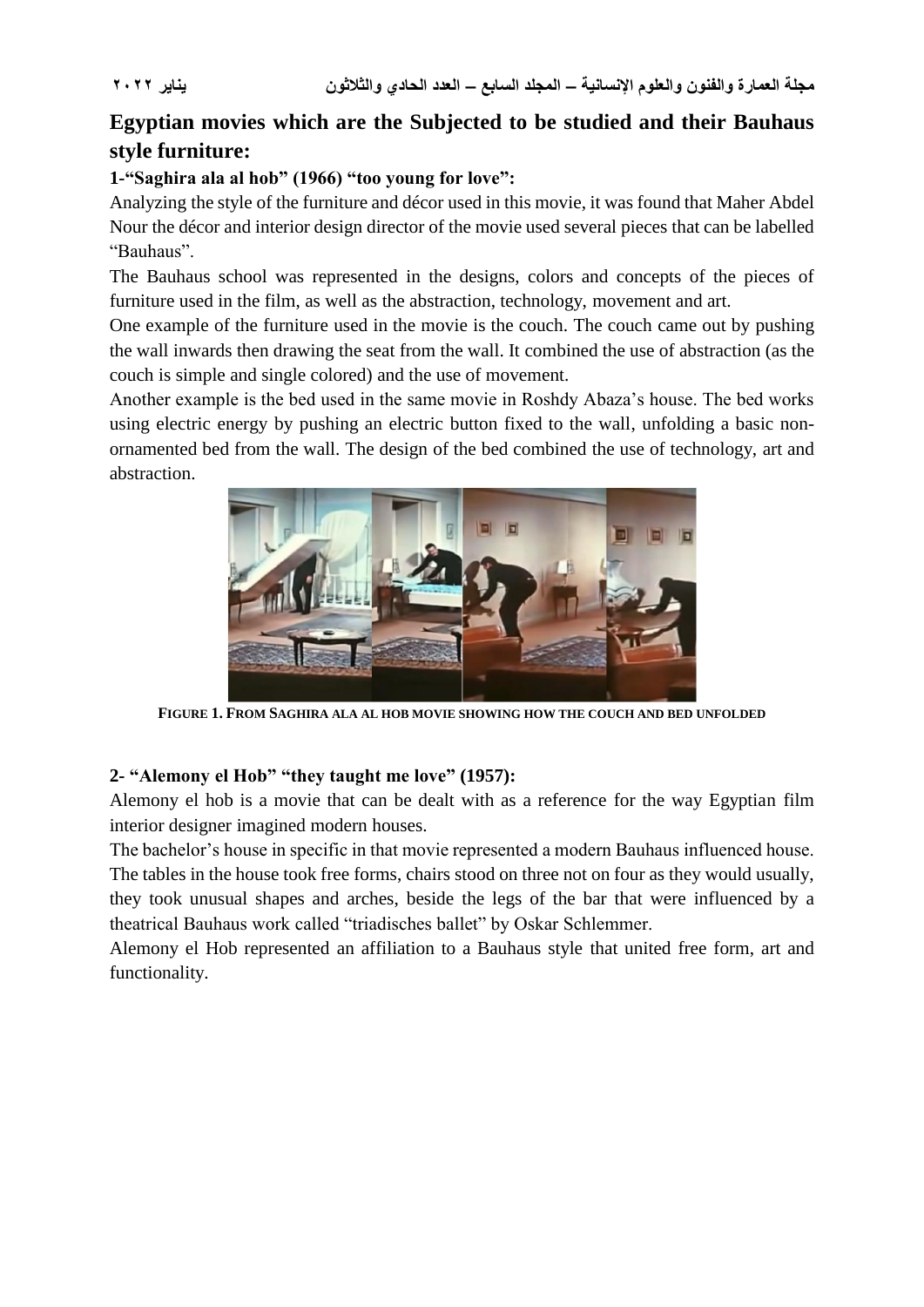## Egyptian movies which are the Subjected to be studied and their Bauhaus style furniture:

### 1-"Saghira ala al hob" (1966) "too young for love":

Analyzing the style of the furniture and décor used in this movie, it was found that Maher Abdel Nour the décor and interior design director of the movie used several pieces that can be labelled "Bauhaus".

The Bauhaus school was represented in the designs, colors and concepts of the pieces of furniture used in the film, as well as the abstraction, technology, movement and art.

One example of the furniture used in the movie is the couch. The couch came out by pushing the wall inwards then drawing the seat from the wall. It combined the use of abstraction (as the couch is simple and single colored) and the use of movement.

Another example is the bed used in the same movie in Roshdy Abaza's house. The bed works using electric energy by pushing an electric button fixed to the wall, unfolding a basic non-ornamented bed from the wall. The design of the bed combined the use of technology, art and abstraction.

FIGURE 1. FROM SAGHIRA ALA AL HOB MOVIE SHOWING HOW THE COUCH AND BED UNFOLDED

### 2- "Alemony el Hob" "they taught me love" (1957):

Alemony el hob is a movie that can be dealt with as a reference for the way Egyptian film interior designer imagined modern houses.

The bachelor's house in specific in that movie represented a modern Bauhaus influenced house. The tables in the house took free forms, chairs stood on three not on four as they would usually, they took unusual shapes and arches, beside the legs of the bar that were influenced by a theatrical Bauhaus work called "triadisches ballet" by Oskar Schlemmer.

Alemony el Hob represented an affiliation to a Bauhaus style that united free form, art and functionality.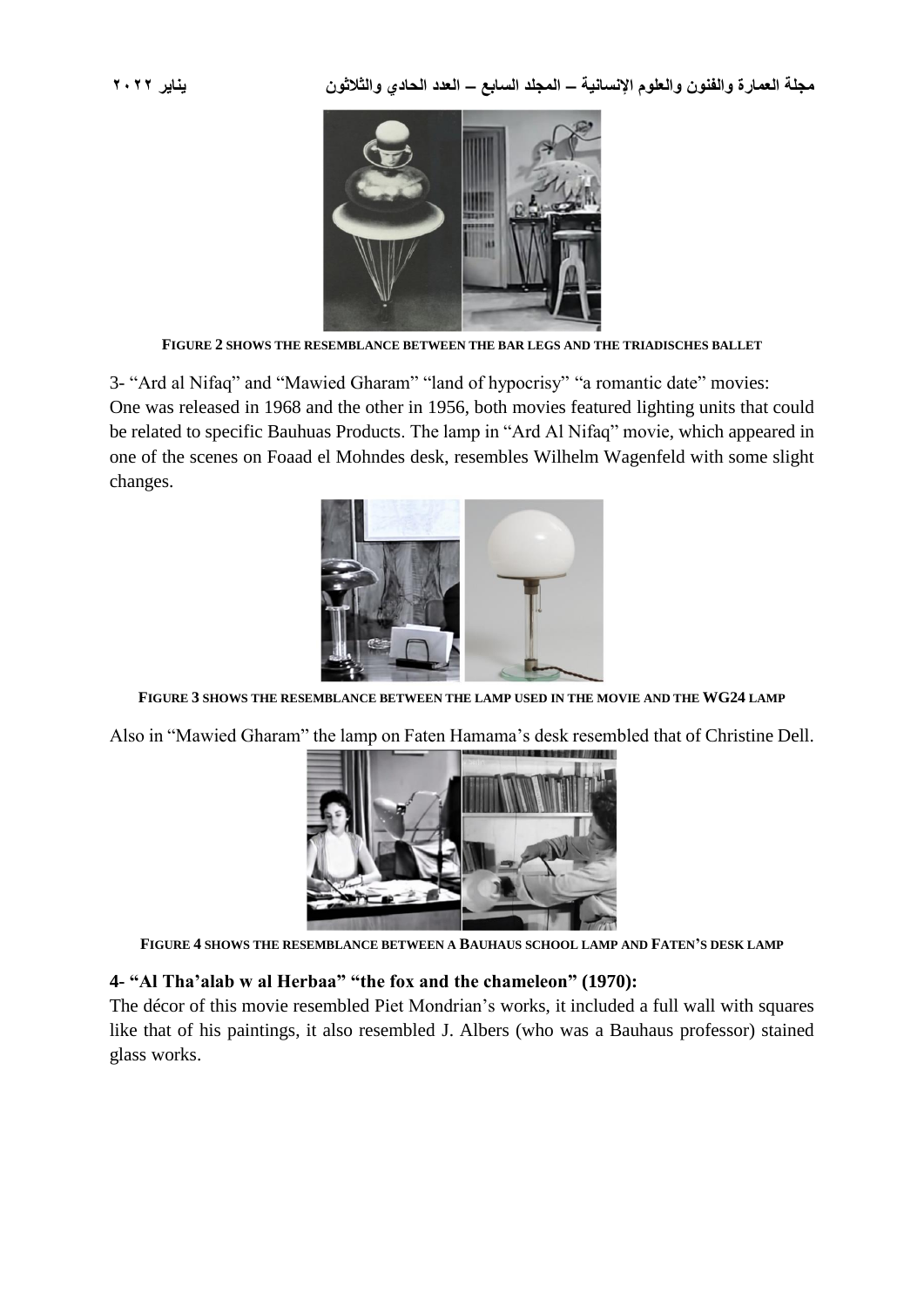FIGURE 2 SHOWS THE RESEMBLANCE BETWEEN THE BAR LEGS AND THE TRIADISCHES BALLET

3- “Ard al Nifaq” and “Mawied Gharam” “land of hypocrisy” “a romantic date” movies:
One was released in 1968 and the other in 1956, both movies featured lighting units that could be related to specific Bauhuas Products. The lamp in “Ard Al Nifaq” movie, which appeared in one of the scenes on Foaad el Mohndes desk, resembles Wilhelm Wagenfeld with some slight changes.

FIGURE 3 SHOWS THE RESEMBLANCE BETWEEN THE LAMP USED IN THE MOVIE AND THE WG24 LAMP

Also in “Mawied Gharam” the lamp on Faten Hamama’s desk resembled that of Christine Dell.

FIGURE 4 SHOWS THE RESEMBLANCE BETWEEN A BAUHAUS SCHOOL LAMP AND FATEN’S DESK LAMP

### 4- “Al Tha’alab w al Herbaa” “the fox and the chameleon” (1970):

The décor of this movie resembled Piet Mondrian’s works, it included a full wall with squares like that of his paintings, it also resembled J. Albers (who was a Bauhaus professor) stained glass works.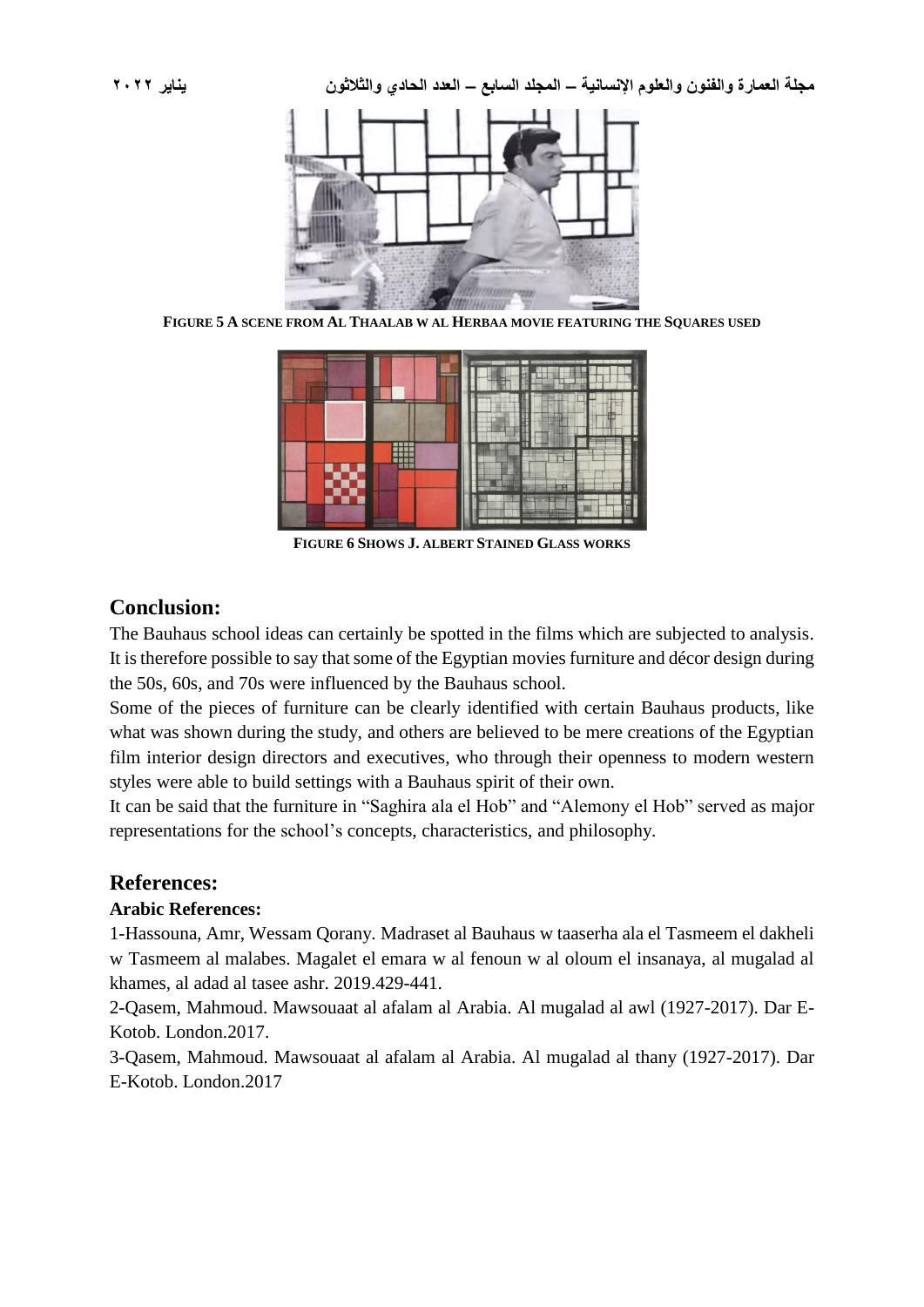FIGURE 5 A SCENE FROM AL THAALAB W AL HERBAA MOVIE FEATURING THE SQUARES USED

FIGURE 6 SHOWS J. ALBERT STAINED GLASS WORKS

## Conclusion:

The Bauhaus school ideas can certainly be spotted in the films which are subjected to analysis. It is therefore possible to say that some of the Egyptian movies furniture and décor design during the 50s, 60s, and 70s were influenced by the Bauhaus school.

Some of the pieces of furniture can be clearly identified with certain Bauhaus products, like what was shown during the study, and others are believed to be mere creations of the Egyptian film interior design directors and executives, who through their openness to modern western styles were able to build settings with a Bauhaus spirit of their own.

It can be said that the furniture in "Saghira ala el Hob" and "Alemony el Hob" served as major representations for the school's concepts, characteristics, and philosophy.

## References:

**Arabic References:**

1-Hassouna, Amr, Wessam Qorany. Madraset al Bauhaus w taaserha ala el Tasmeem el dakheli w Tasmeem al malabes. Magalet el emara w al fenoun w al oloum el insanaya, al mugalad al khames, al adad al tasee ashr. 2019.429-441.

2-Qasem, Mahmoud. Mawsouaat al afalam al Arabia. Al mugalad al awl (1927-2017). Dar E-Kotob. London.2017.

3-Qasem, Mahmoud. Mawsouaat al afalam al Arabia. Al mugalad al thany (1927-2017). Dar E-Kotob. London.2017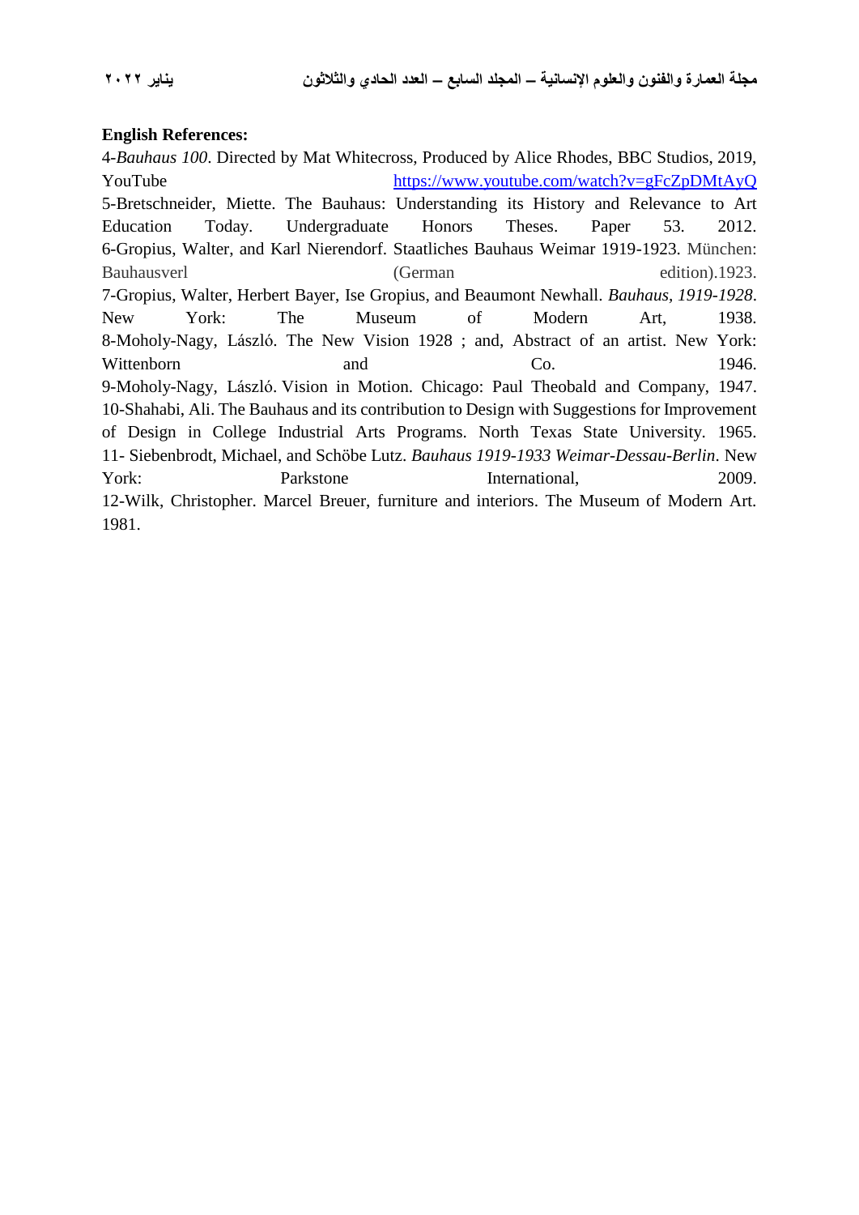**English References:**

4-*Bauhaus 100*. Directed by Mat Whitecross, Produced by Alice Rhodes, BBC Studios, 2019, YouTube https://www.youtube.com/watch?v=gFcZpDMtAyQ

5-Bretschneider, Miette. The Bauhaus: Understanding its History and Relevance to Art Education Today. Undergraduate Honors Theses. Paper 53. 2012.

6-Gropius, Walter, and Karl Nierendorf. Staatliches Bauhaus Weimar 1919-1923. München: Bauhausverl (German edition).1923.

7-Gropius, Walter, Herbert Bayer, Ise Gropius, and Beaumont Newhall. *Bauhaus, 1919-1928*. New York: The Museum of Modern Art, 1938.

8-Moholy-Nagy, László. The New Vision 1928 ; and, Abstract of an artist. New York: Wittenborn and Co. 1946.

9-Moholy-Nagy, László. Vision in Motion. Chicago: Paul Theobald and Company, 1947.

10-Shahabi, Ali. The Bauhaus and its contribution to Design with Suggestions for Improvement of Design in College Industrial Arts Programs. North Texas State University. 1965.

11- Siebenbrodt, Michael, and Schöbe Lutz. *Bauhaus 1919-1933 Weimar-Dessau-Berlin*. New York: Parkstone International, 2009.

12-Wilk, Christopher. Marcel Breuer, furniture and interiors. The Museum of Modern Art. 1981.